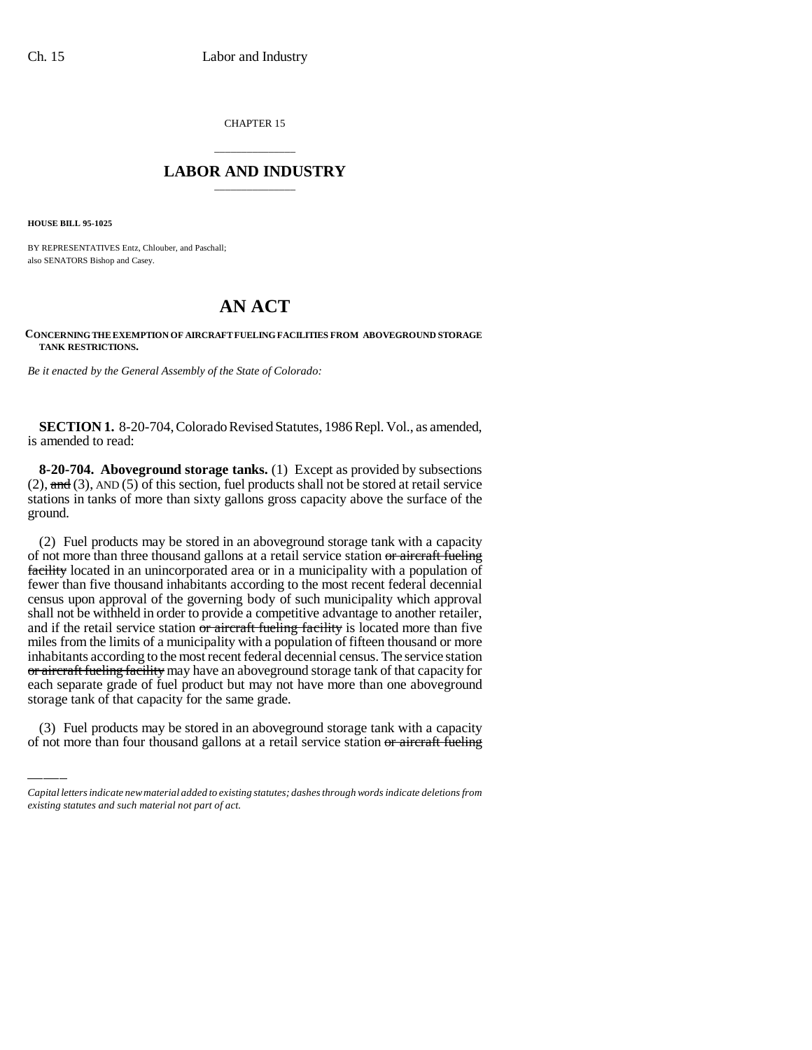CHAPTER 15

# LABOR AND INDUSTRY

**HOUSE BILL 95-1025**

BY REPRESENTATIVES Entz, Chlouber, and Paschall;
also SENATORS Bishop and Casey.

# AN ACT

**CONCERNING THE EXEMPTION OF AIRCRAFT FUELING FACILITIES FROM ABOVEGROUND STORAGE TANK RESTRICTIONS.**

*Be it enacted by the General Assembly of the State of Colorado:*

**SECTION 1.** 8-20-704, Colorado Revised Statutes, 1986 Repl. Vol., as amended, is amended to read:

**8-20-704. Aboveground storage tanks.** (1) Except as provided by subsections (2), ~~and~~ (3), AND (5) of this section, fuel products shall not be stored at retail service stations in tanks of more than sixty gallons gross capacity above the surface of the ground.

(2) Fuel products may be stored in an aboveground storage tank with a capacity of not more than three thousand gallons at a retail service station ~~or aircraft fueling facility~~ located in an unincorporated area or in a municipality with a population of fewer than five thousand inhabitants according to the most recent federal decennial census upon approval of the governing body of such municipality which approval shall not be withheld in order to provide a competitive advantage to another retailer, and if the retail service station ~~or aircraft fueling facility~~ is located more than five miles from the limits of a municipality with a population of fifteen thousand or more inhabitants according to the most recent federal decennial census. The service station ~~or aircraft fueling facility~~ may have an aboveground storage tank of that capacity for each separate grade of fuel product but may not have more than one aboveground storage tank of that capacity for the same grade.

(3) Fuel products may be stored in an aboveground storage tank with a capacity of not more than four thousand gallons at a retail service station ~~or aircraft fueling~~

*Capital letters indicate new material added to existing statutes; dashes through words indicate deletions from existing statutes and such material not part of act.*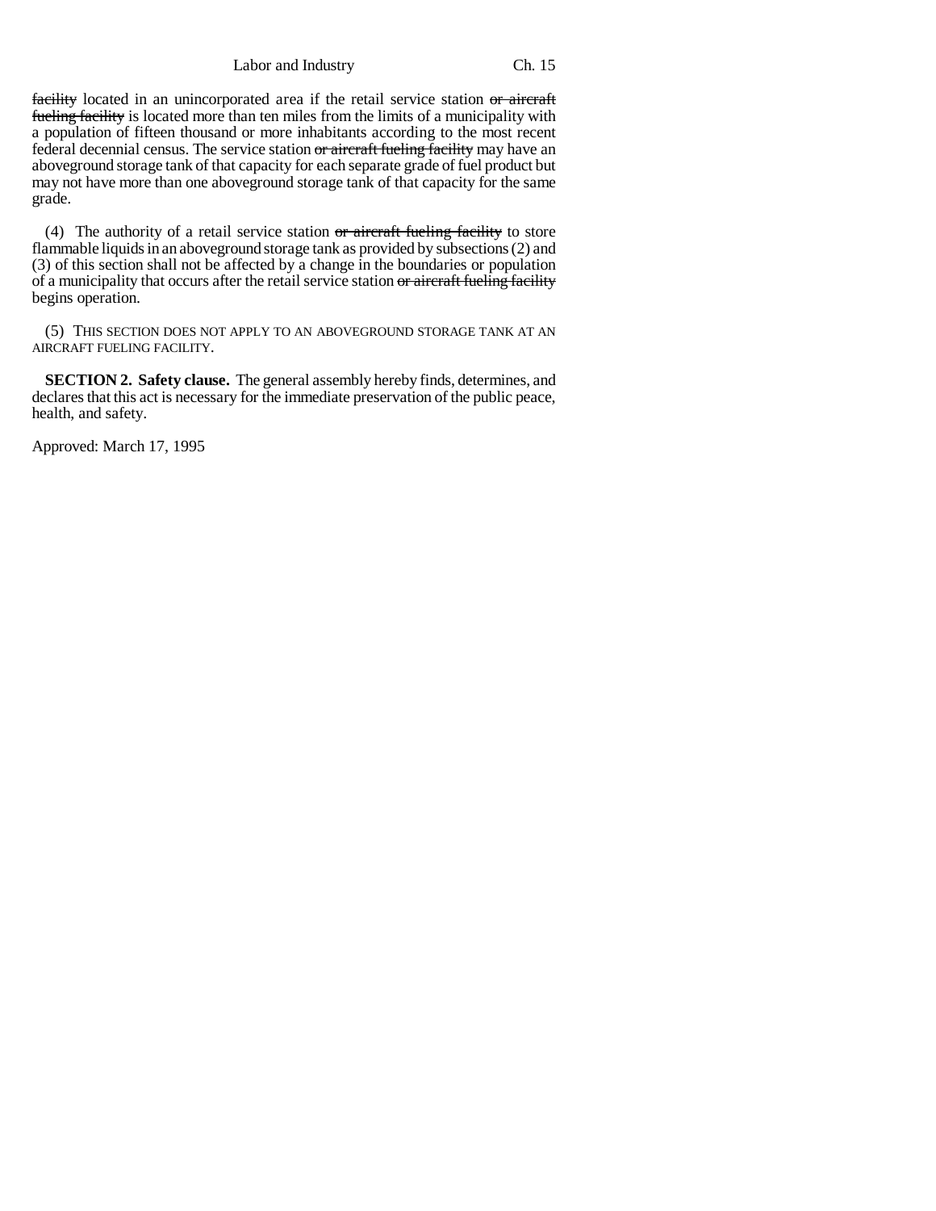~~facility~~ located in an unincorporated area if the retail service station ~~or aircraft fueling facility~~ is located more than ten miles from the limits of a municipality with a population of fifteen thousand or more inhabitants according to the most recent federal decennial census. The service station ~~or aircraft fueling facility~~ may have an aboveground storage tank of that capacity for each separate grade of fuel product but may not have more than one aboveground storage tank of that capacity for the same grade.

(4) The authority of a retail service station ~~or aircraft fueling facility~~ to store flammable liquids in an aboveground storage tank as provided by subsections (2) and (3) of this section shall not be affected by a change in the boundaries or population of a municipality that occurs after the retail service station ~~or aircraft fueling facility~~ begins operation.

(5) THIS SECTION DOES NOT APPLY TO AN ABOVEGROUND STORAGE TANK AT AN AIRCRAFT FUELING FACILITY.

**SECTION 2. Safety clause.** The general assembly hereby finds, determines, and declares that this act is necessary for the immediate preservation of the public peace, health, and safety.

Approved: March 17, 1995